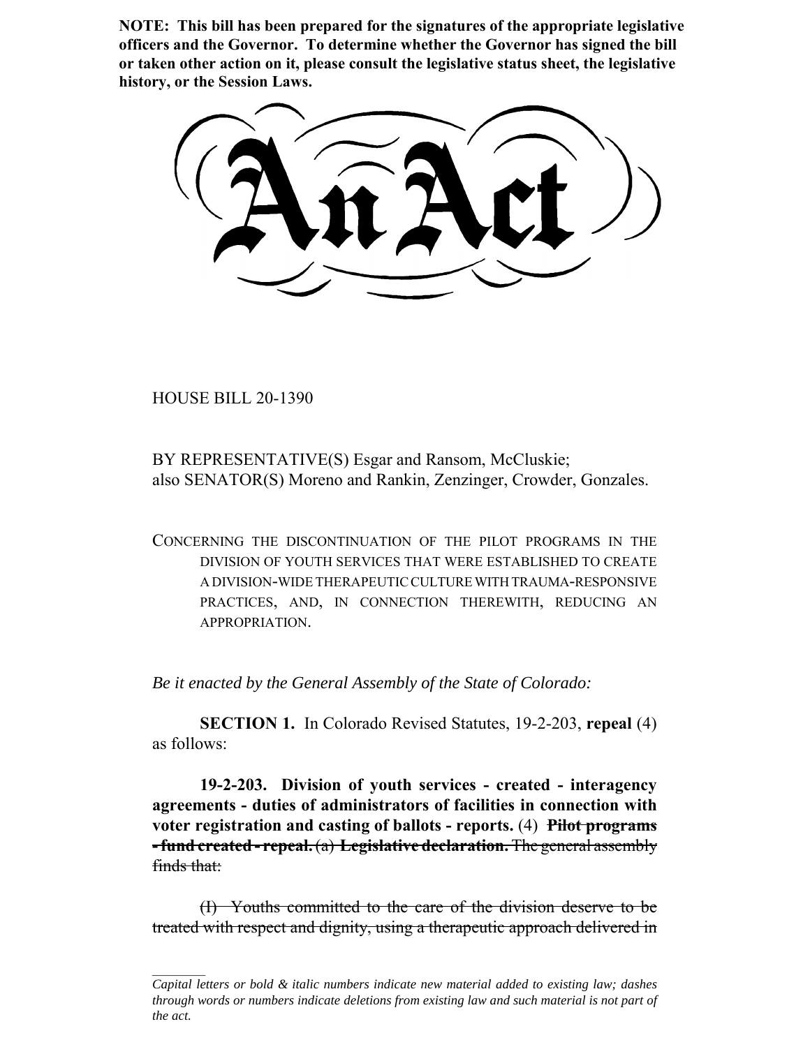**NOTE: This bill has been prepared for the signatures of the appropriate legislative officers and the Governor. To determine whether the Governor has signed the bill or taken other action on it, please consult the legislative status sheet, the legislative history, or the Session Laws.**

# An Act

HOUSE BILL 20-1390

BY REPRESENTATIVE(S) Esgar and Ransom, McCluskie;
also SENATOR(S) Moreno and Rankin, Zenzinger, Crowder, Gonzales.

CONCERNING THE DISCONTINUATION OF THE PILOT PROGRAMS IN THE DIVISION OF YOUTH SERVICES THAT WERE ESTABLISHED TO CREATE A DIVISION-WIDE THERAPEUTIC CULTURE WITH TRAUMA-RESPONSIVE PRACTICES, AND, IN CONNECTION THEREWITH, REDUCING AN APPROPRIATION.

*Be it enacted by the General Assembly of the State of Colorado:*

**SECTION 1.** In Colorado Revised Statutes, 19-2-203, **repeal** (4) as follows:

**19-2-203. Division of youth services - created - interagency agreements - duties of administrators of facilities in connection with voter registration and casting of ballots - reports.** (4) ~~**Pilot programs - fund created - repeal.**~~ ~~(a)~~ ~~**Legislative declaration.**~~ ~~The general assembly finds that:~~

~~(I) Youths committed to the care of the division deserve to be treated with respect and dignity, using a therapeutic approach delivered in~~

---

*Capital letters or bold & italic numbers indicate new material added to existing law; dashes through words or numbers indicate deletions from existing law and such material is not part of the act.*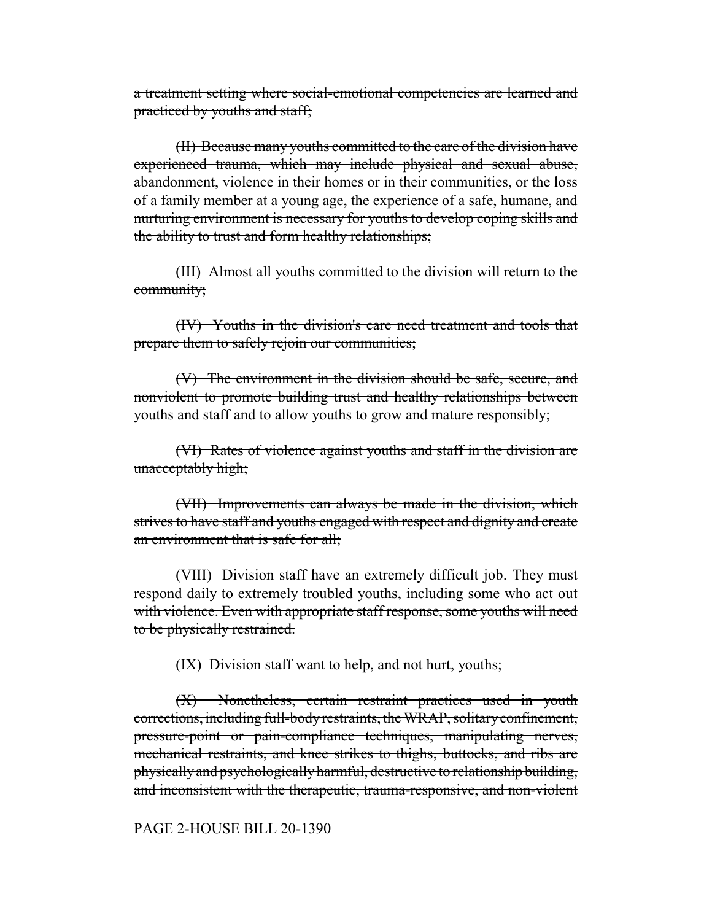~~a treatment setting where social-emotional competencies are learned and practiced by youths and staff;~~

~~(II) Because many youths committed to the care of the division have experienced trauma, which may include physical and sexual abuse, abandonment, violence in their homes or in their communities, or the loss of a family member at a young age, the experience of a safe, humane, and nurturing environment is necessary for youths to develop coping skills and the ability to trust and form healthy relationships;~~

~~(III) Almost all youths committed to the division will return to the community;~~

~~(IV) Youths in the division's care need treatment and tools that prepare them to safely rejoin our communities;~~

~~(V) The environment in the division should be safe, secure, and nonviolent to promote building trust and healthy relationships between youths and staff and to allow youths to grow and mature responsibly;~~

~~(VI) Rates of violence against youths and staff in the division are unacceptably high;~~

~~(VII) Improvements can always be made in the division, which strives to have staff and youths engaged with respect and dignity and create an environment that is safe for all;~~

~~(VIII) Division staff have an extremely difficult job. They must respond daily to extremely troubled youths, including some who act out with violence. Even with appropriate staff response, some youths will need to be physically restrained.~~

~~(IX) Division staff want to help, and not hurt, youths;~~

~~(X) Nonetheless, certain restraint practices used in youth corrections, including full-body restraints, the WRAP, solitary confinement, pressure-point or pain-compliance techniques, manipulating nerves, mechanical restraints, and knee strikes to thighs, buttocks, and ribs are physically and psychologically harmful, destructive to relationship building, and inconsistent with the therapeutic, trauma-responsive, and non-violent~~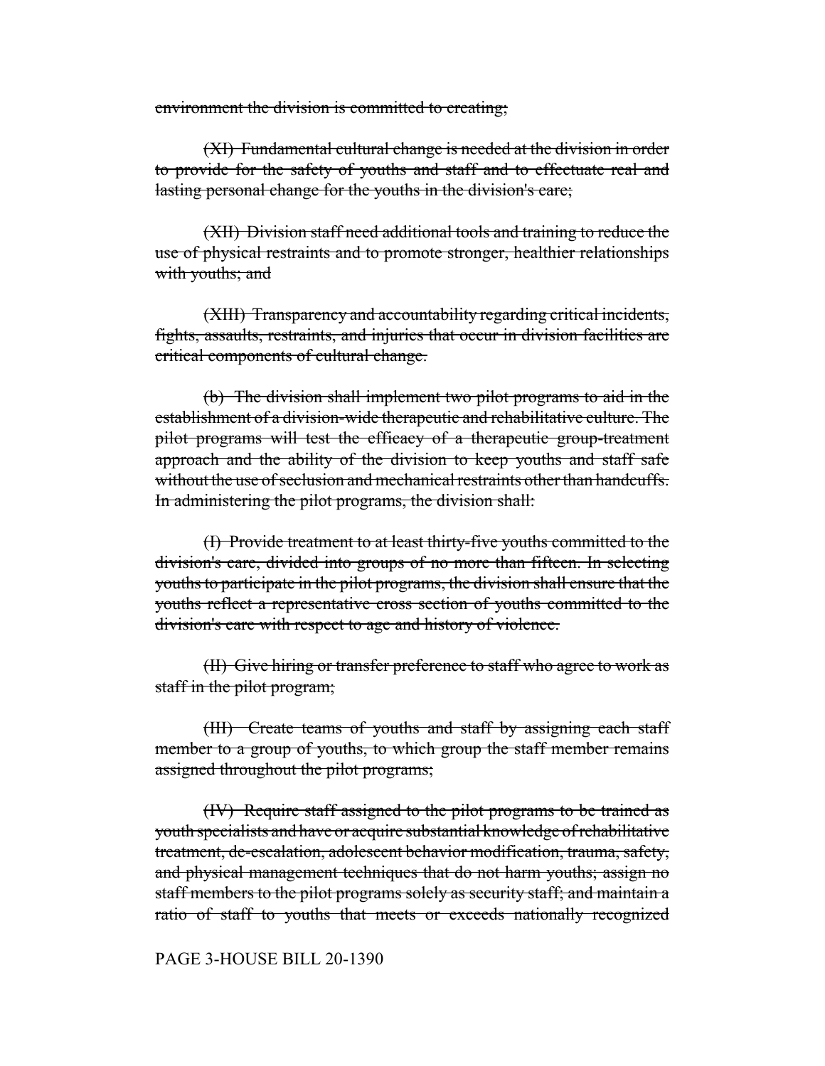~~environment the division is committed to creating;~~

~~(XI) Fundamental cultural change is needed at the division in order to provide for the safety of youths and staff and to effectuate real and lasting personal change for the youths in the division's care;~~

~~(XII) Division staff need additional tools and training to reduce the use of physical restraints and to promote stronger, healthier relationships with youths; and~~

~~(XIII) Transparency and accountability regarding critical incidents, fights, assaults, restraints, and injuries that occur in division facilities are critical components of cultural change.~~

~~(b) The division shall implement two pilot programs to aid in the establishment of a division-wide therapeutic and rehabilitative culture. The pilot programs will test the efficacy of a therapeutic group-treatment approach and the ability of the division to keep youths and staff safe without the use of seclusion and mechanical restraints other than handcuffs. In administering the pilot programs, the division shall:~~

~~(I) Provide treatment to at least thirty-five youths committed to the division's care, divided into groups of no more than fifteen. In selecting youths to participate in the pilot programs, the division shall ensure that the youths reflect a representative cross section of youths committed to the division's care with respect to age and history of violence.~~

~~(II) Give hiring or transfer preference to staff who agree to work as staff in the pilot program;~~

~~(III) Create teams of youths and staff by assigning each staff member to a group of youths, to which group the staff member remains assigned throughout the pilot programs;~~

~~(IV) Require staff assigned to the pilot programs to be trained as youth specialists and have or acquire substantial knowledge of rehabilitative treatment, de-escalation, adolescent behavior modification, trauma, safety, and physical management techniques that do not harm youths; assign no staff members to the pilot programs solely as security staff; and maintain a ratio of staff to youths that meets or exceeds nationally recognized~~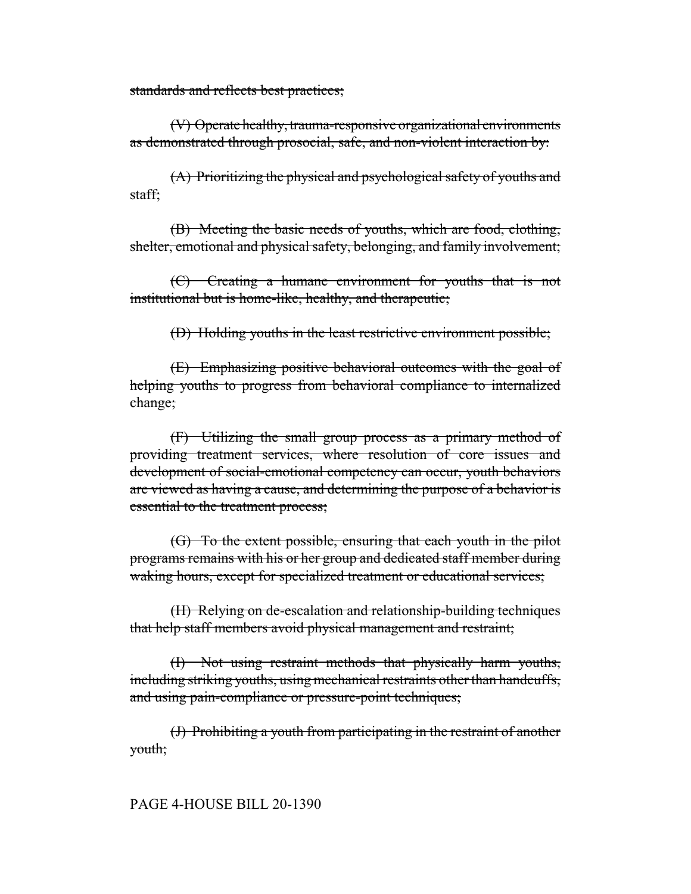~~standards and reflects best practices;~~

~~(V) Operate healthy, trauma-responsive organizational environments as demonstrated through prosocial, safe, and non-violent interaction by:~~

~~(A) Prioritizing the physical and psychological safety of youths and staff;~~

~~(B) Meeting the basic needs of youths, which are food, clothing, shelter, emotional and physical safety, belonging, and family involvement;~~

~~(C) Creating a humane environment for youths that is not institutional but is home-like, healthy, and therapeutic;~~

~~(D) Holding youths in the least restrictive environment possible;~~

~~(E) Emphasizing positive behavioral outcomes with the goal of helping youths to progress from behavioral compliance to internalized change;~~

~~(F) Utilizing the small group process as a primary method of providing treatment services, where resolution of core issues and development of social-emotional competency can occur, youth behaviors are viewed as having a cause, and determining the purpose of a behavior is essential to the treatment process;~~

~~(G) To the extent possible, ensuring that each youth in the pilot programs remains with his or her group and dedicated staff member during waking hours, except for specialized treatment or educational services;~~

~~(H) Relying on de-escalation and relationship-building techniques that help staff members avoid physical management and restraint;~~

~~(I) Not using restraint methods that physically harm youths, including striking youths, using mechanical restraints other than handcuffs, and using pain-compliance or pressure-point techniques;~~

~~(J) Prohibiting a youth from participating in the restraint of another youth;~~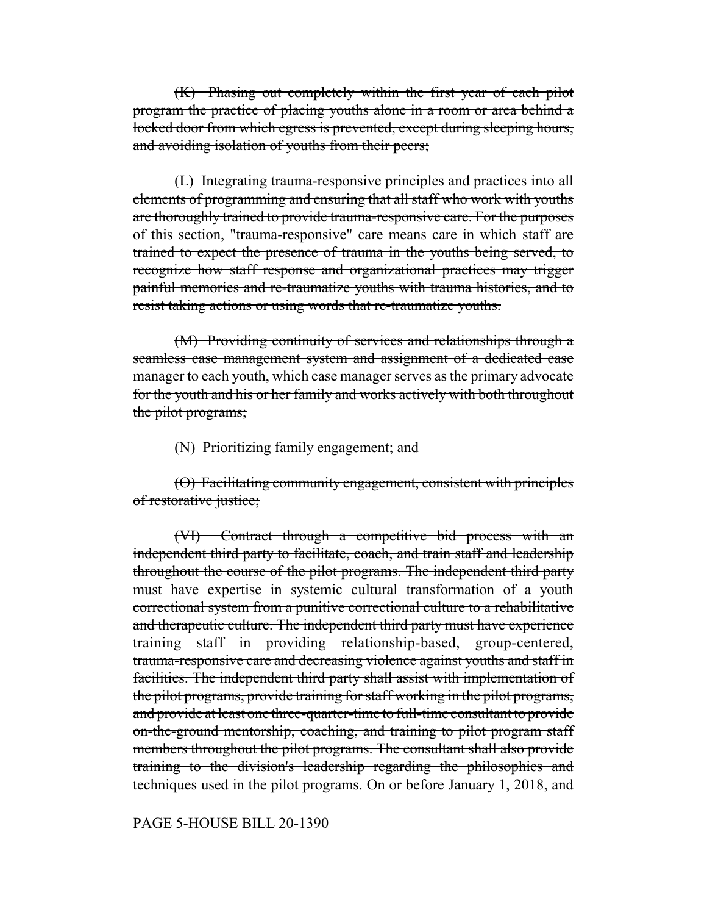~~(K) Phasing out completely within the first year of each pilot program the practice of placing youths alone in a room or area behind a locked door from which egress is prevented, except during sleeping hours, and avoiding isolation of youths from their peers;~~

~~(L) Integrating trauma-responsive principles and practices into all elements of programming and ensuring that all staff who work with youths are thoroughly trained to provide trauma-responsive care. For the purposes of this section, "trauma-responsive" care means care in which staff are trained to expect the presence of trauma in the youths being served, to recognize how staff response and organizational practices may trigger painful memories and re-traumatize youths with trauma histories, and to resist taking actions or using words that re-traumatize youths.~~

~~(M) Providing continuity of services and relationships through a seamless case management system and assignment of a dedicated case manager to each youth, which case manager serves as the primary advocate for the youth and his or her family and works actively with both throughout the pilot programs;~~

~~(N) Prioritizing family engagement; and~~

~~(O) Facilitating community engagement, consistent with principles of restorative justice;~~

~~(VI) Contract through a competitive bid process with an independent third party to facilitate, coach, and train staff and leadership throughout the course of the pilot programs. The independent third party must have expertise in systemic cultural transformation of a youth correctional system from a punitive correctional culture to a rehabilitative and therapeutic culture. The independent third party must have experience training staff in providing relationship-based, group-centered, trauma-responsive care and decreasing violence against youths and staff in facilities. The independent third party shall assist with implementation of the pilot programs, provide training for staff working in the pilot programs, and provide at least one three-quarter-time to full-time consultant to provide on-the-ground mentorship, coaching, and training to pilot program staff members throughout the pilot programs. The consultant shall also provide training to the division's leadership regarding the philosophies and techniques used in the pilot programs. On or before January 1, 2018, and~~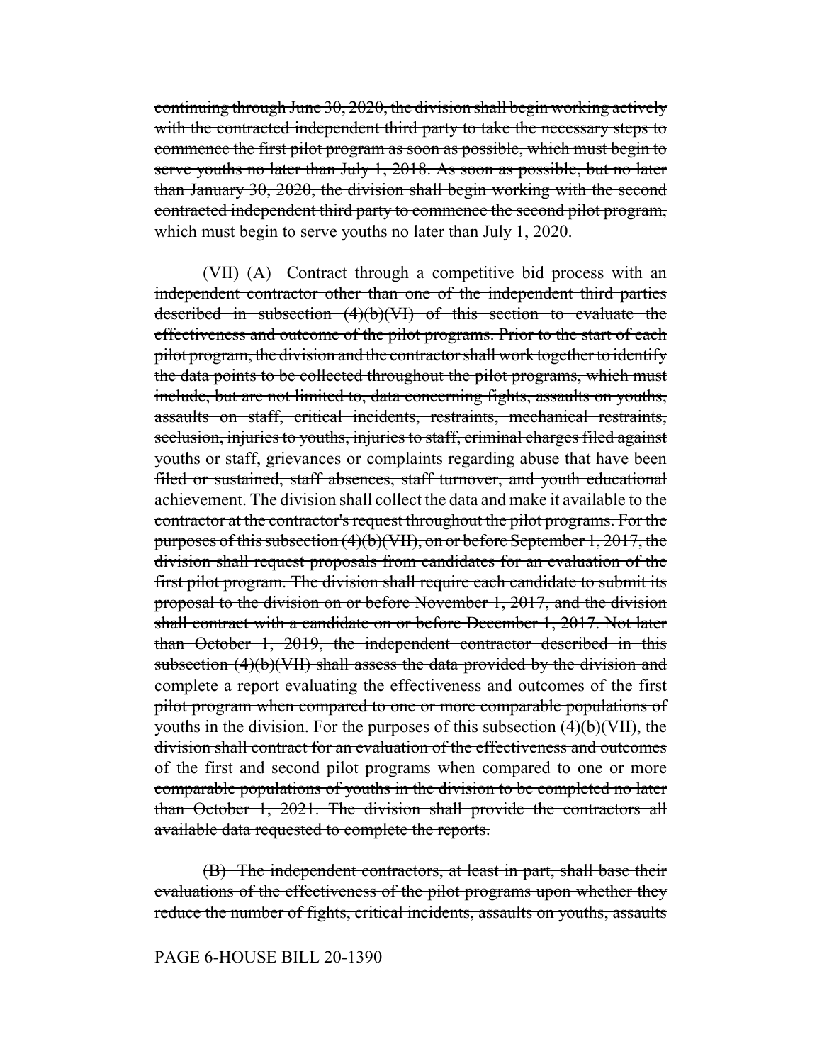~~continuing through June 30, 2020, the division shall begin working actively with the contracted independent third party to take the necessary steps to commence the first pilot program as soon as possible, which must begin to serve youths no later than July 1, 2018. As soon as possible, but no later than January 30, 2020, the division shall begin working with the second contracted independent third party to commence the second pilot program, which must begin to serve youths no later than July 1, 2020.~~

~~(VII) (A) Contract through a competitive bid process with an independent contractor other than one of the independent third parties described in subsection (4)(b)(VI) of this section to evaluate the effectiveness and outcome of the pilot programs. Prior to the start of each pilot program, the division and the contractor shall work together to identify the data points to be collected throughout the pilot programs, which must include, but are not limited to, data concerning fights, assaults on youths, assaults on staff, critical incidents, restraints, mechanical restraints, seclusion, injuries to youths, injuries to staff, criminal charges filed against youths or staff, grievances or complaints regarding abuse that have been filed or sustained, staff absences, staff turnover, and youth educational achievement. The division shall collect the data and make it available to the contractor at the contractor's request throughout the pilot programs. For the purposes of this subsection (4)(b)(VII), on or before September 1, 2017, the division shall request proposals from candidates for an evaluation of the first pilot program. The division shall require each candidate to submit its proposal to the division on or before November 1, 2017, and the division shall contract with a candidate on or before December 1, 2017. Not later than October 1, 2019, the independent contractor described in this subsection (4)(b)(VII) shall assess the data provided by the division and complete a report evaluating the effectiveness and outcomes of the first pilot program when compared to one or more comparable populations of youths in the division. For the purposes of this subsection (4)(b)(VII), the division shall contract for an evaluation of the effectiveness and outcomes of the first and second pilot programs when compared to one or more comparable populations of youths in the division to be completed no later than October 1, 2021. The division shall provide the contractors all available data requested to complete the reports.~~

~~(B) The independent contractors, at least in part, shall base their evaluations of the effectiveness of the pilot programs upon whether they reduce the number of fights, critical incidents, assaults on youths, assaults~~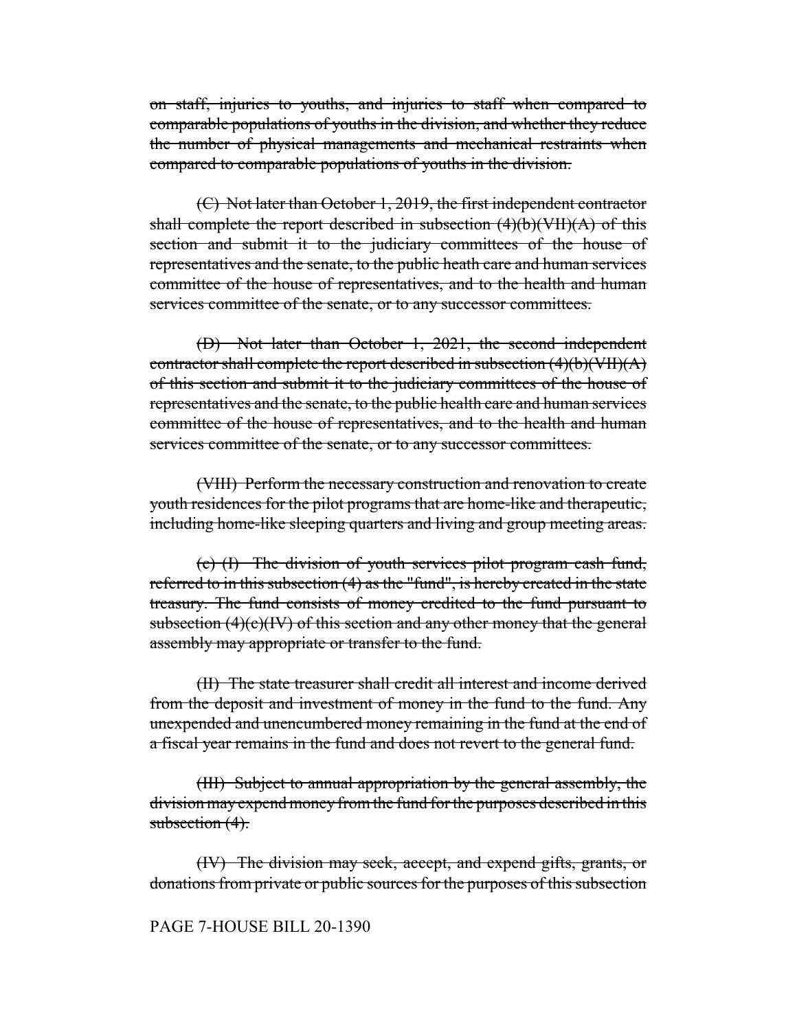~~on staff, injuries to youths, and injuries to staff when compared to comparable populations of youths in the division, and whether they reduce the number of physical managements and mechanical restraints when compared to comparable populations of youths in the division.~~

~~(C) Not later than October 1, 2019, the first independent contractor shall complete the report described in subsection (4)(b)(VII)(A) of this section and submit it to the judiciary committees of the house of representatives and the senate, to the public heath care and human services committee of the house of representatives, and to the health and human services committee of the senate, or to any successor committees.~~

~~(D) Not later than October 1, 2021, the second independent contractor shall complete the report described in subsection (4)(b)(VII)(A) of this section and submit it to the judiciary committees of the house of representatives and the senate, to the public health care and human services committee of the house of representatives, and to the health and human services committee of the senate, or to any successor committees.~~

~~(VIII) Perform the necessary construction and renovation to create youth residences for the pilot programs that are home-like and therapeutic, including home-like sleeping quarters and living and group meeting areas.~~

~~(c) (I) The division of youth services pilot program cash fund, referred to in this subsection (4) as the "fund", is hereby created in the state treasury. The fund consists of money credited to the fund pursuant to subsection (4)(c)(IV) of this section and any other money that the general assembly may appropriate or transfer to the fund.~~

~~(II) The state treasurer shall credit all interest and income derived from the deposit and investment of money in the fund to the fund. Any unexpended and unencumbered money remaining in the fund at the end of a fiscal year remains in the fund and does not revert to the general fund.~~

~~(III) Subject to annual appropriation by the general assembly, the division may expend money from the fund for the purposes described in this subsection (4).~~

~~(IV) The division may seek, accept, and expend gifts, grants, or donations from private or public sources for the purposes of this subsection~~

PAGE 7-HOUSE BILL 20-1390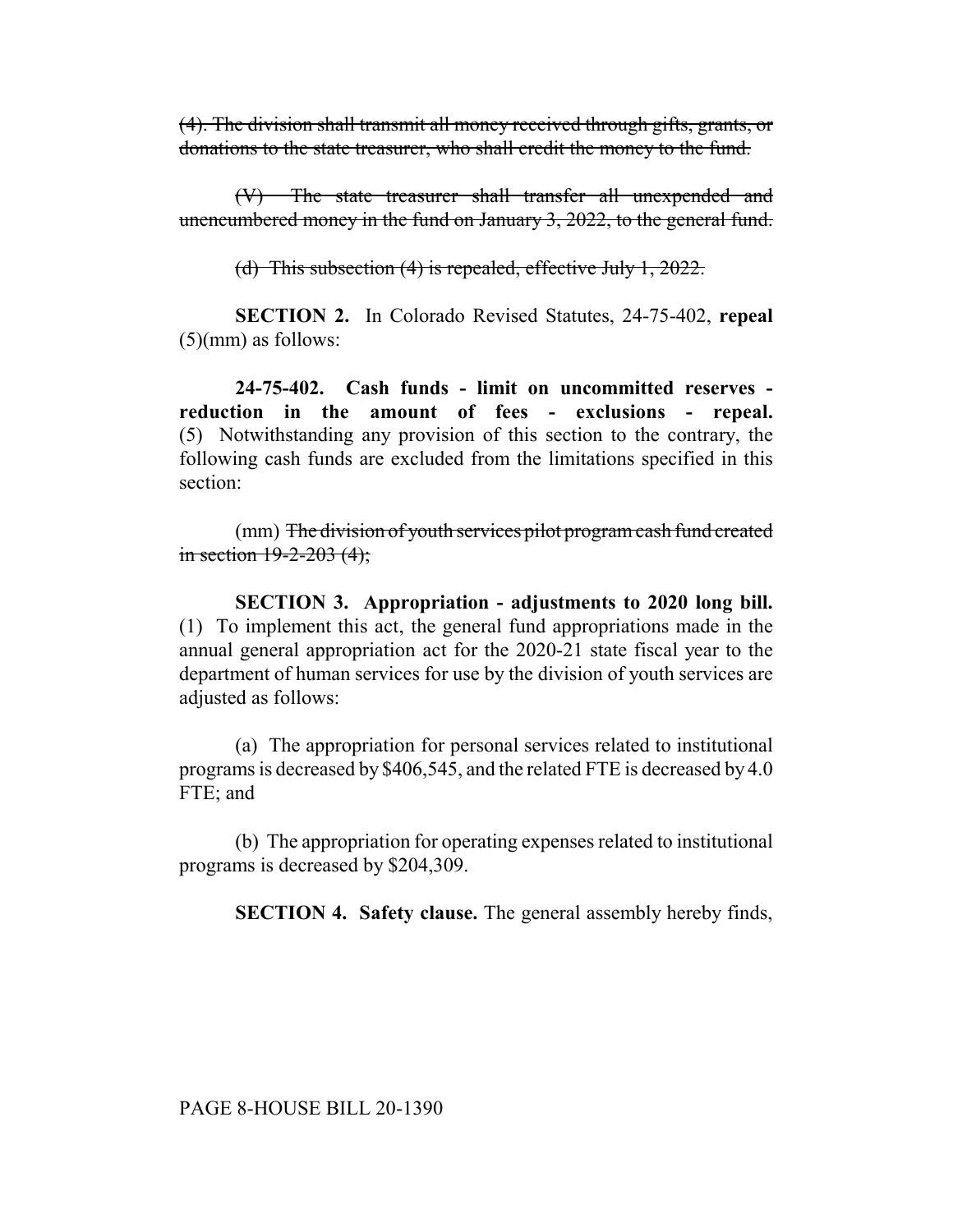~~(4). The division shall transmit all money received through gifts, grants, or donations to the state treasurer, who shall credit the money to the fund.~~

~~(V) The state treasurer shall transfer all unexpended and unencumbered money in the fund on January 3, 2022, to the general fund.~~

~~(d) This subsection (4) is repealed, effective July 1, 2022.~~

**SECTION 2.** In Colorado Revised Statutes, 24-75-402, **repeal** (5)(mm) as follows:

**24-75-402. Cash funds - limit on uncommitted reserves - reduction in the amount of fees - exclusions - repeal.** (5) Notwithstanding any provision of this section to the contrary, the following cash funds are excluded from the limitations specified in this section:

(mm) ~~The division of youth services pilot program cash fund created in section 19-2-203 (4);~~

**SECTION 3. Appropriation - adjustments to 2020 long bill.** (1) To implement this act, the general fund appropriations made in the annual general appropriation act for the 2020-21 state fiscal year to the department of human services for use by the division of youth services are adjusted as follows:

(a) The appropriation for personal services related to institutional programs is decreased by $406,545, and the related FTE is decreased by 4.0 FTE; and

(b) The appropriation for operating expenses related to institutional programs is decreased by $204,309.

**SECTION 4. Safety clause.** The general assembly hereby finds,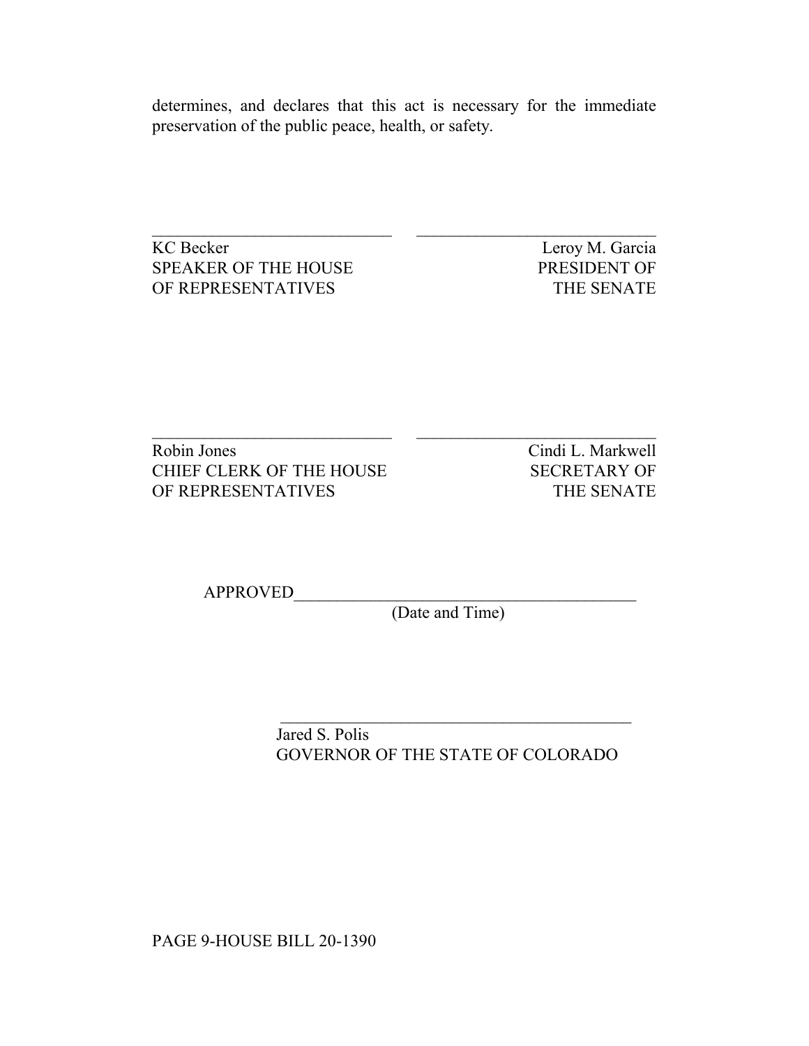determines, and declares that this act is necessary for the immediate preservation of the public peace, health, or safety.

| | |
|---|---|
| ____________________________ | ____________________________ |
| KC Becker | Leroy M. Garcia |
| SPEAKER OF THE HOUSE | PRESIDENT OF |
| OF REPRESENTATIVES | THE SENATE |

| | |
|---|---|
| ____________________________ | ____________________________ |
| Robin Jones | Cindi L. Markwell |
| CHIEF CLERK OF THE HOUSE | SECRETARY OF |
| OF REPRESENTATIVES | THE SENATE |

APPROVED________________________________________
(Date and Time)

_________________________________________
Jared S. Polis
GOVERNOR OF THE STATE OF COLORADO

PAGE 9-HOUSE BILL 20-1390